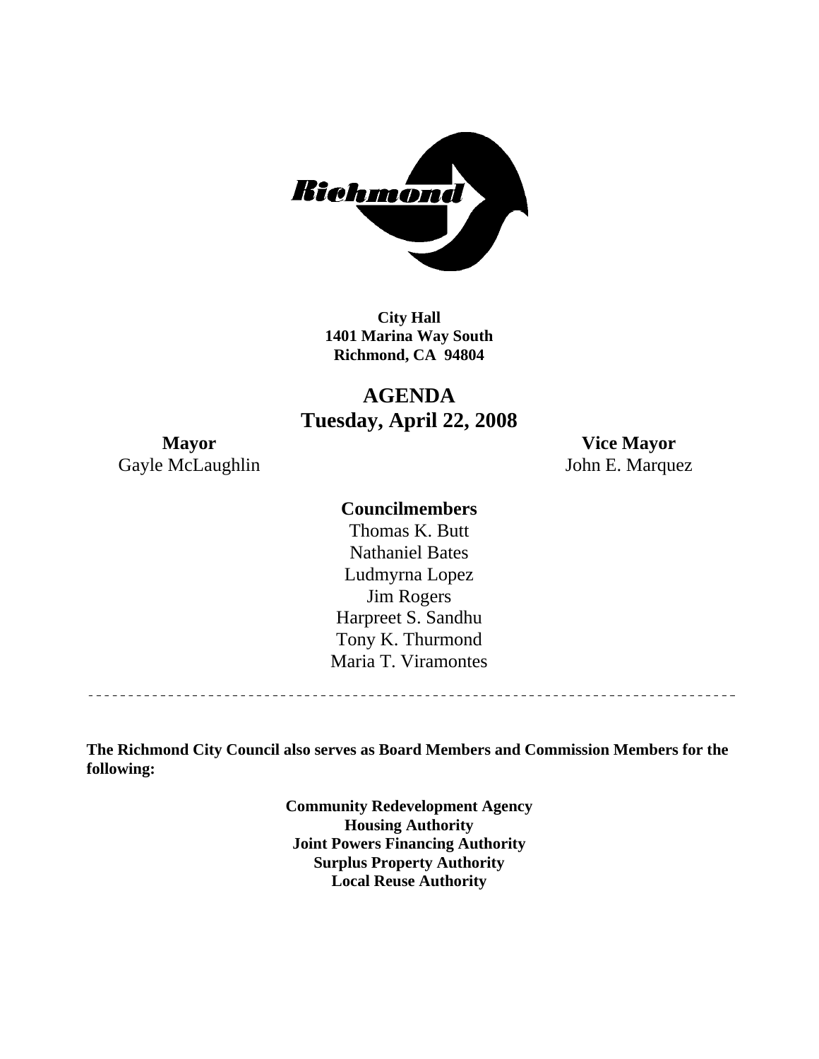**City Hall**
**1401 Marina Way South**
**Richmond, CA 94804**

# AGENDA
## Tuesday, April 22, 2008

**Mayor**
Gayle McLaughlin

**Vice Mayor**
John E. Marquez

**Councilmembers**

Thomas K. Butt
Nathaniel Bates
Ludmyrna Lopez
Jim Rogers
Harpreet S. Sandhu
Tony K. Thurmond
Maria T. Viramontes

---

**The Richmond City Council also serves as Board Members and Commission Members for the following:**

**Community Redevelopment Agency**
**Housing Authority**
**Joint Powers Financing Authority**
**Surplus Property Authority**
**Local Reuse Authority**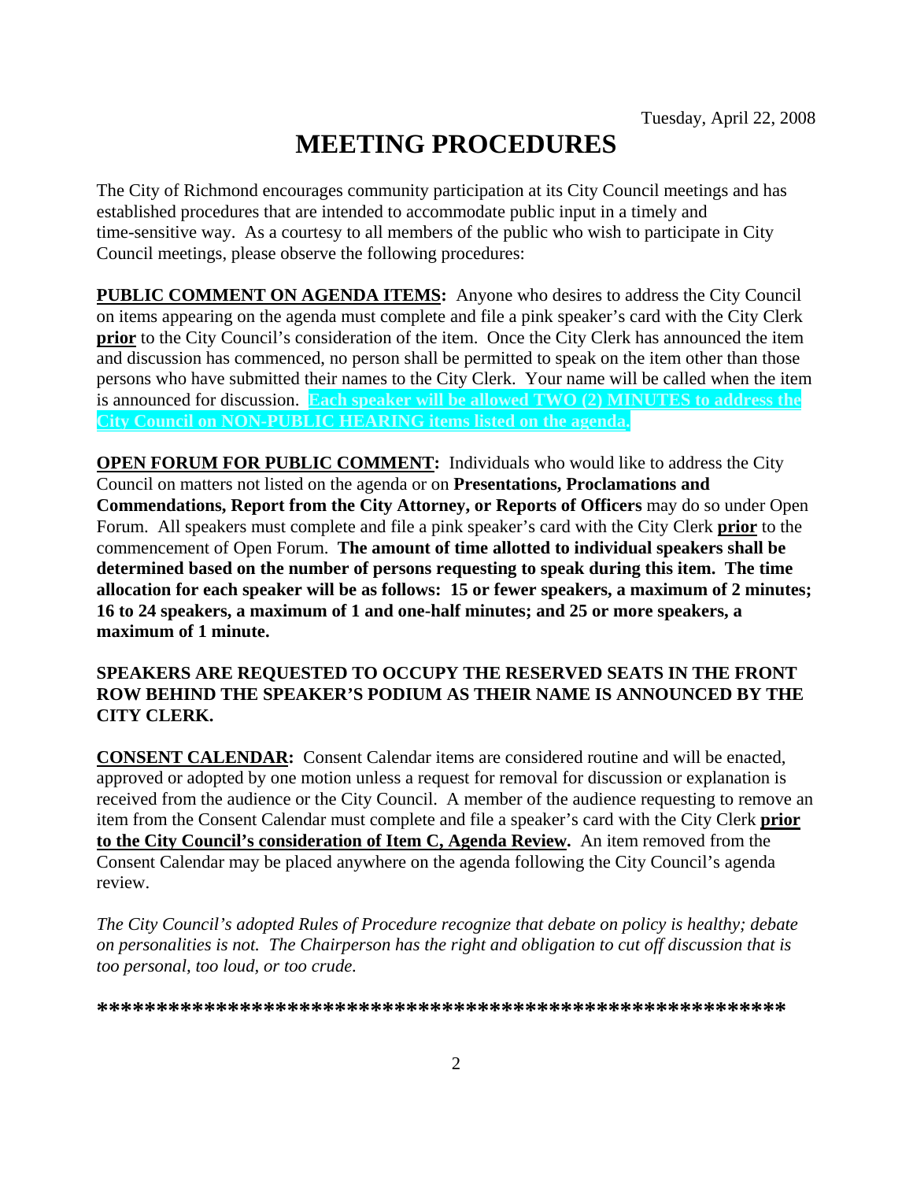Tuesday, April 22, 2008

# MEETING PROCEDURES

The City of Richmond encourages community participation at its City Council meetings and has established procedures that are intended to accommodate public input in a timely and time-sensitive way. As a courtesy to all members of the public who wish to participate in City Council meetings, please observe the following procedures:

**PUBLIC COMMENT ON AGENDA ITEMS:** Anyone who desires to address the City Council on items appearing on the agenda must complete and file a pink speaker's card with the City Clerk **prior** to the City Council's consideration of the item. Once the City Clerk has announced the item and discussion has commenced, no person shall be permitted to speak on the item other than those persons who have submitted their names to the City Clerk. Your name will be called when the item is announced for discussion. **Each speaker will be allowed TWO (2) MINUTES to address the City Council on NON-PUBLIC HEARING items listed on the agenda.**

**OPEN FORUM FOR PUBLIC COMMENT:** Individuals who would like to address the City Council on matters not listed on the agenda or on **Presentations, Proclamations and Commendations, Report from the City Attorney, or Reports of Officers** may do so under Open Forum. All speakers must complete and file a pink speaker's card with the City Clerk **prior** to the commencement of Open Forum. **The amount of time allotted to individual speakers shall be determined based on the number of persons requesting to speak during this item. The time allocation for each speaker will be as follows: 15 or fewer speakers, a maximum of 2 minutes; 16 to 24 speakers, a maximum of 1 and one-half minutes; and 25 or more speakers, a maximum of 1 minute.**

**SPEAKERS ARE REQUESTED TO OCCUPY THE RESERVED SEATS IN THE FRONT ROW BEHIND THE SPEAKER'S PODIUM AS THEIR NAME IS ANNOUNCED BY THE CITY CLERK.**

**CONSENT CALENDAR:** Consent Calendar items are considered routine and will be enacted, approved or adopted by one motion unless a request for removal for discussion or explanation is received from the audience or the City Council. A member of the audience requesting to remove an item from the Consent Calendar must complete and file a speaker's card with the City Clerk **prior to the City Council's consideration of Item C, Agenda Review.** An item removed from the Consent Calendar may be placed anywhere on the agenda following the City Council's agenda review.

*The City Council's adopted Rules of Procedure recognize that debate on policy is healthy; debate on personalities is not. The Chairperson has the right and obligation to cut off discussion that is too personal, too loud, or too crude.*

**\*\*\*\*\*\*\*\*\*\*\*\*\*\*\*\*\*\*\*\*\*\*\*\*\*\*\*\*\*\*\*\*\*\*\*\*\*\*\*\*\*\*\*\*\*\*\*\*\*\*\*\*\*\*\*\*\*\*\*\*\***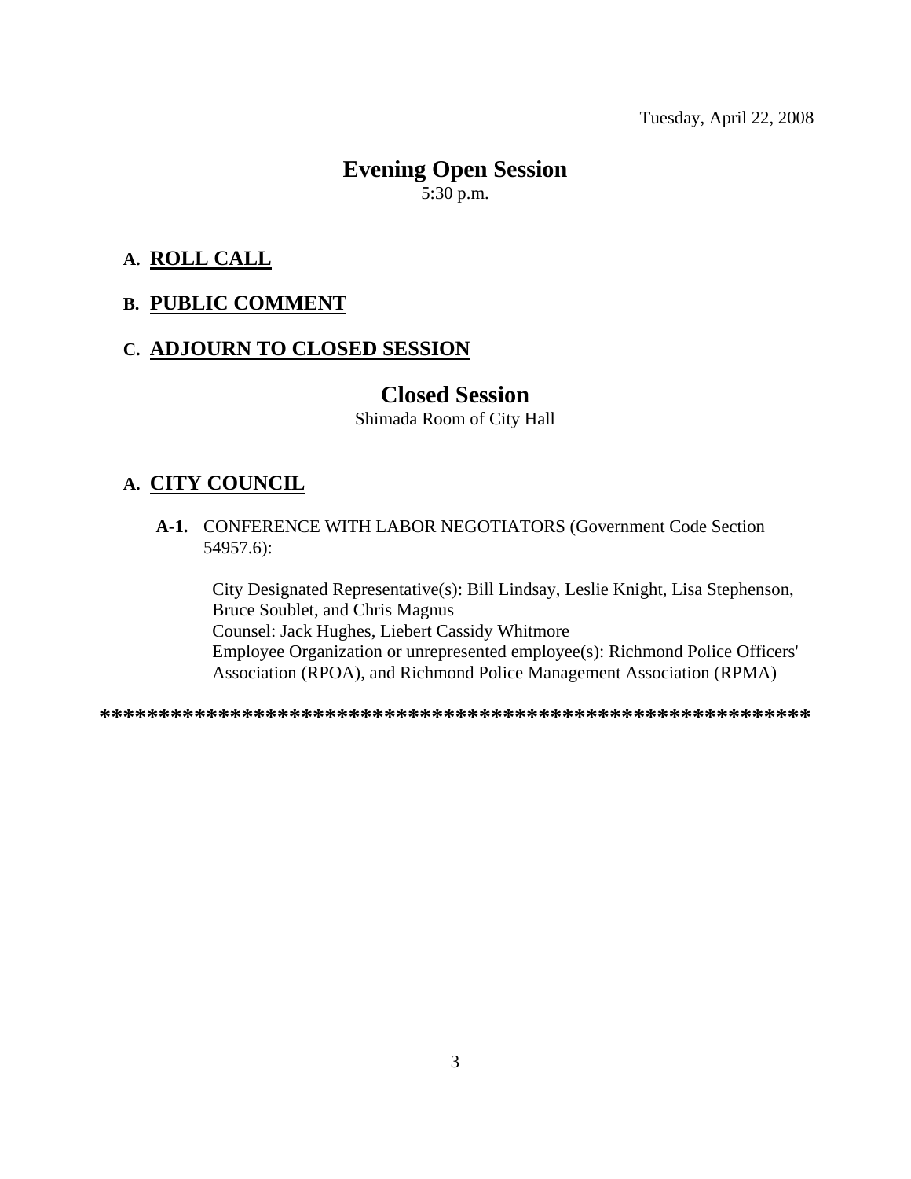Tuesday, April 22, 2008

# Evening Open Session

5:30 p.m.

**A. ROLL CALL**

**B. PUBLIC COMMENT**

**C. ADJOURN TO CLOSED SESSION**

# Closed Session

Shimada Room of City Hall

**A. CITY COUNCIL**

**A-1.** CONFERENCE WITH LABOR NEGOTIATORS (Government Code Section 54957.6):

City Designated Representative(s): Bill Lindsay, Leslie Knight, Lisa Stephenson, Bruce Soublet, and Chris Magnus
Counsel: Jack Hughes, Liebert Cassidy Whitmore
Employee Organization or unrepresented employee(s): Richmond Police Officers' Association (RPOA), and Richmond Police Management Association (RPMA)

**************************************************************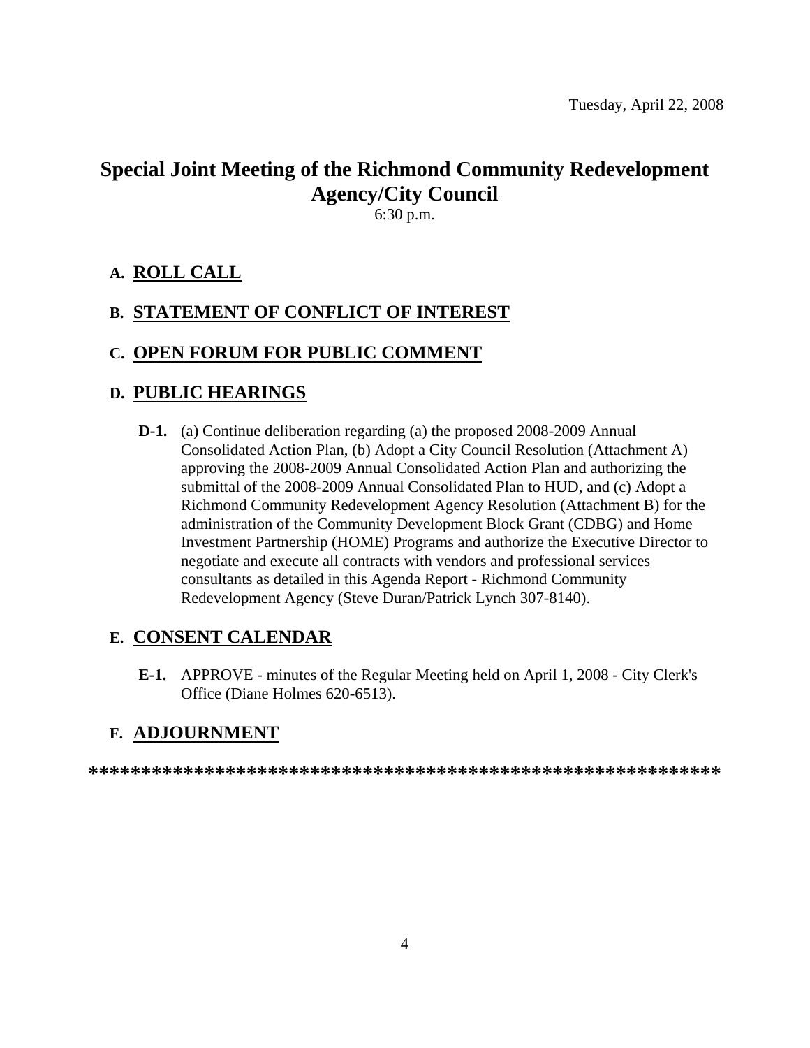Tuesday, April 22, 2008

# Special Joint Meeting of the Richmond Community Redevelopment Agency/City Council

6:30 p.m.

## A. ROLL CALL

## B. STATEMENT OF CONFLICT OF INTEREST

## C. OPEN FORUM FOR PUBLIC COMMENT

## D. PUBLIC HEARINGS

**D-1.** (a) Continue deliberation regarding (a) the proposed 2008-2009 Annual Consolidated Action Plan, (b) Adopt a City Council Resolution (Attachment A) approving the 2008-2009 Annual Consolidated Action Plan and authorizing the submittal of the 2008-2009 Annual Consolidated Plan to HUD, and (c) Adopt a Richmond Community Redevelopment Agency Resolution (Attachment B) for the administration of the Community Development Block Grant (CDBG) and Home Investment Partnership (HOME) Programs and authorize the Executive Director to negotiate and execute all contracts with vendors and professional services consultants as detailed in this Agenda Report - Richmond Community Redevelopment Agency (Steve Duran/Patrick Lynch 307-8140).

## E. CONSENT CALENDAR

**E-1.** APPROVE - minutes of the Regular Meeting held on April 1, 2008 - City Clerk's Office (Diane Holmes 620-6513).

## F. ADJOURNMENT

**************************************************************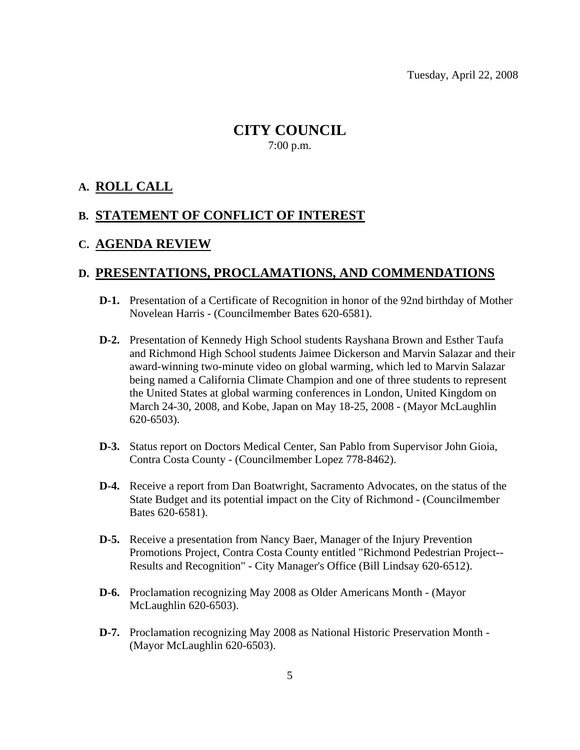Tuesday, April 22, 2008

# CITY COUNCIL

7:00 p.m.

## A. ROLL CALL

## B. STATEMENT OF CONFLICT OF INTEREST

## C. AGENDA REVIEW

## D. PRESENTATIONS, PROCLAMATIONS, AND COMMENDATIONS

**D-1.** Presentation of a Certificate of Recognition in honor of the 92nd birthday of Mother Novelean Harris - (Councilmember Bates 620-6581).

**D-2.** Presentation of Kennedy High School students Rayshana Brown and Esther Taufa and Richmond High School students Jaimee Dickerson and Marvin Salazar and their award-winning two-minute video on global warming, which led to Marvin Salazar being named a California Climate Champion and one of three students to represent the United States at global warming conferences in London, United Kingdom on March 24-30, 2008, and Kobe, Japan on May 18-25, 2008 - (Mayor McLaughlin 620-6503).

**D-3.** Status report on Doctors Medical Center, San Pablo from Supervisor John Gioia, Contra Costa County - (Councilmember Lopez 778-8462).

**D-4.** Receive a report from Dan Boatwright, Sacramento Advocates, on the status of the State Budget and its potential impact on the City of Richmond - (Councilmember Bates 620-6581).

**D-5.** Receive a presentation from Nancy Baer, Manager of the Injury Prevention Promotions Project, Contra Costa County entitled "Richmond Pedestrian Project--Results and Recognition" - City Manager's Office (Bill Lindsay 620-6512).

**D-6.** Proclamation recognizing May 2008 as Older Americans Month - (Mayor McLaughlin 620-6503).

**D-7.** Proclamation recognizing May 2008 as National Historic Preservation Month - (Mayor McLaughlin 620-6503).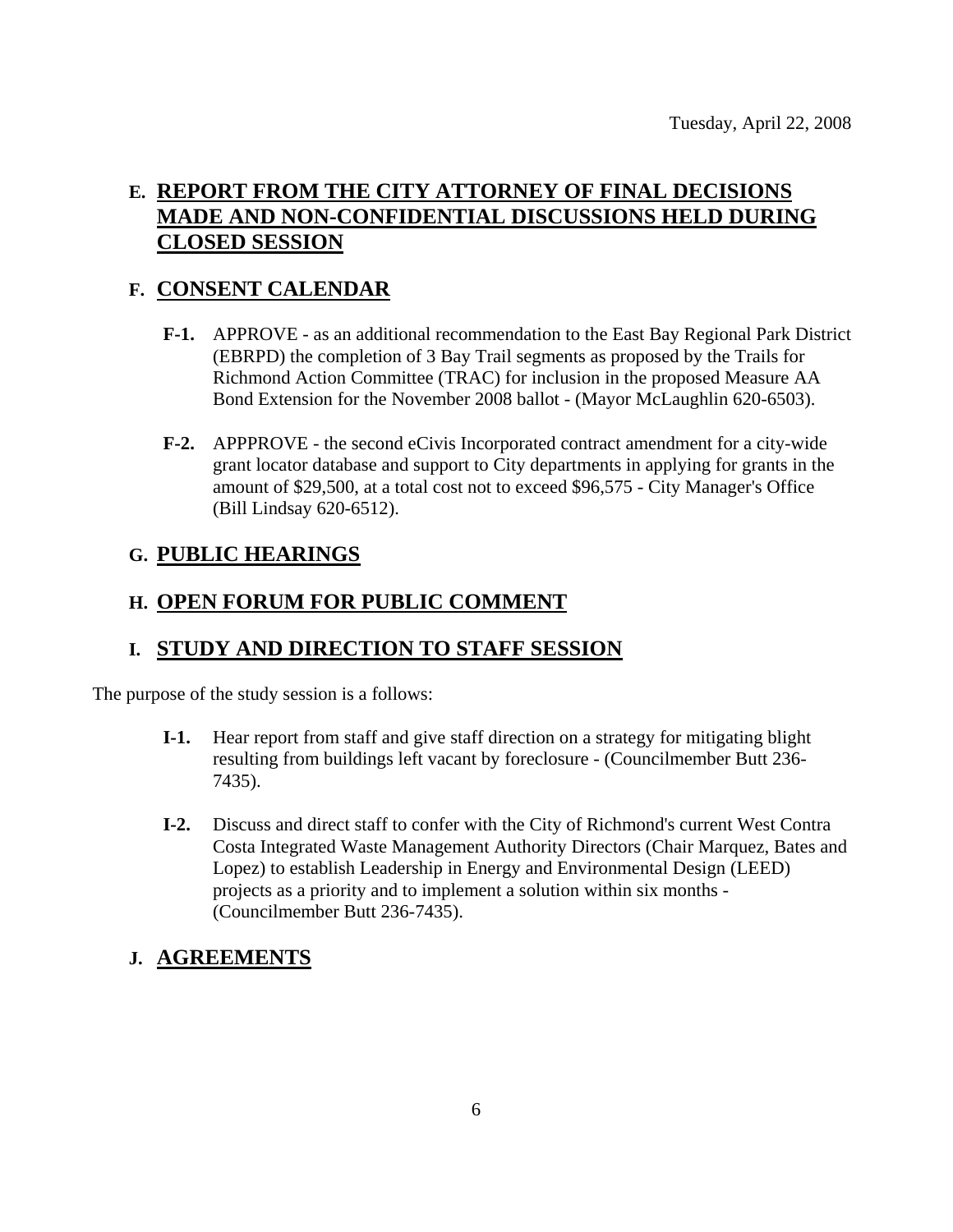Tuesday, April 22, 2008

## E. REPORT FROM THE CITY ATTORNEY OF FINAL DECISIONS MADE AND NON-CONFIDENTIAL DISCUSSIONS HELD DURING CLOSED SESSION

## F. CONSENT CALENDAR

**F-1.** APPROVE - as an additional recommendation to the East Bay Regional Park District (EBRPD) the completion of 3 Bay Trail segments as proposed by the Trails for Richmond Action Committee (TRAC) for inclusion in the proposed Measure AA Bond Extension for the November 2008 ballot - (Mayor McLaughlin 620-6503).

**F-2.** APPPROVE - the second eCivis Incorporated contract amendment for a city-wide grant locator database and support to City departments in applying for grants in the amount of $29,500, at a total cost not to exceed $96,575 - City Manager's Office (Bill Lindsay 620-6512).

## G. PUBLIC HEARINGS

## H. OPEN FORUM FOR PUBLIC COMMENT

## I. STUDY AND DIRECTION TO STAFF SESSION

The purpose of the study session is a follows:

**I-1.** Hear report from staff and give staff direction on a strategy for mitigating blight resulting from buildings left vacant by foreclosure - (Councilmember Butt 236-7435).

**I-2.** Discuss and direct staff to confer with the City of Richmond's current West Contra Costa Integrated Waste Management Authority Directors (Chair Marquez, Bates and Lopez) to establish Leadership in Energy and Environmental Design (LEED) projects as a priority and to implement a solution within six months - (Councilmember Butt 236-7435).

## J. AGREEMENTS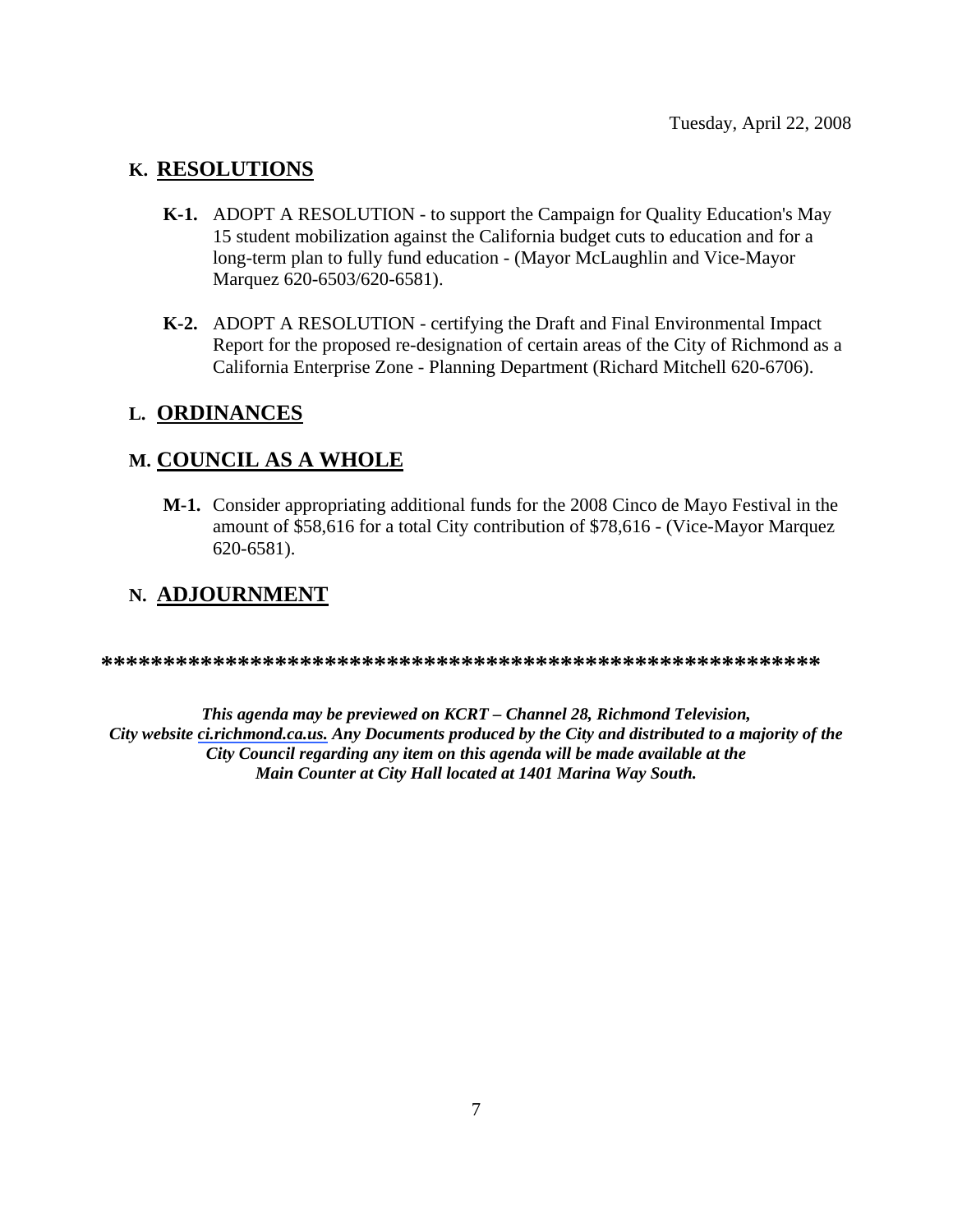Tuesday, April 22, 2008

## K. RESOLUTIONS

**K-1.** ADOPT A RESOLUTION - to support the Campaign for Quality Education's May 15 student mobilization against the California budget cuts to education and for a long-term plan to fully fund education - (Mayor McLaughlin and Vice-Mayor Marquez 620-6503/620-6581).

**K-2.** ADOPT A RESOLUTION - certifying the Draft and Final Environmental Impact Report for the proposed re-designation of certain areas of the City of Richmond as a California Enterprise Zone - Planning Department (Richard Mitchell 620-6706).

## L. ORDINANCES

## M. COUNCIL AS A WHOLE

**M-1.** Consider appropriating additional funds for the 2008 Cinco de Mayo Festival in the amount of $58,616 for a total City contribution of $78,616 - (Vice-Mayor Marquez 620-6581).

## N. ADJOURNMENT

**********************************************************

***This agenda may be previewed on KCRT – Channel 28, Richmond Television, City website ci.richmond.ca.us. Any Documents produced by the City and distributed to a majority of the City Council regarding any item on this agenda will be made available at the Main Counter at City Hall located at 1401 Marina Way South.***